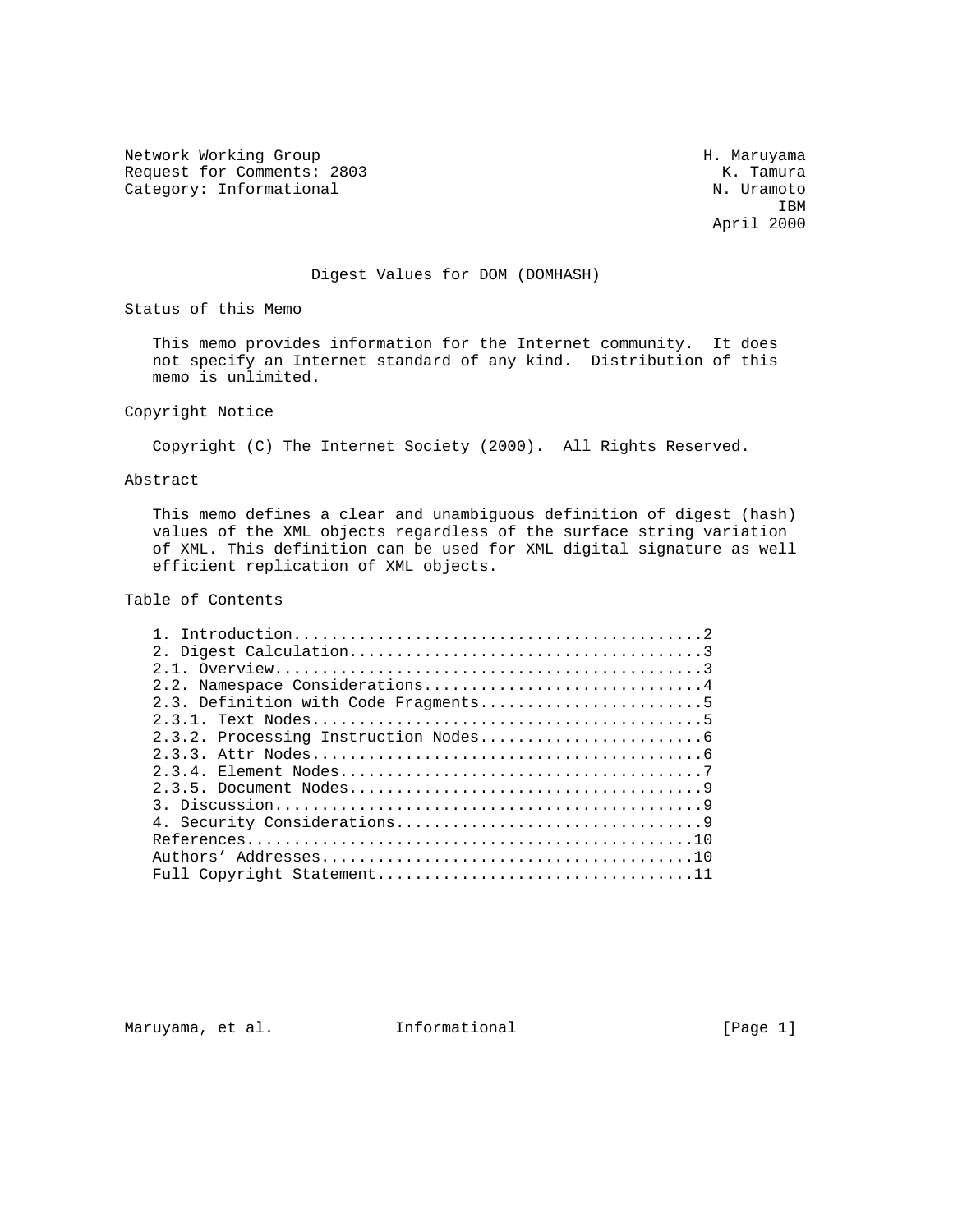Network Working Group H. Maruyama
Request for Comments: 2803 K. Tamura
Category: Informational N. Uramoto
IBM
April 2000

# Digest Values for DOM (DOMHASH)

## Status of this Memo

This memo provides information for the Internet community. It does not specify an Internet standard of any kind. Distribution of this memo is unlimited.

## Copyright Notice

Copyright (C) The Internet Society (2000). All Rights Reserved.

## Abstract

This memo defines a clear and unambiguous definition of digest (hash) values of the XML objects regardless of the surface string variation of XML. This definition can be used for XML digital signature as well efficient replication of XML objects.

## Table of Contents

```
1. Introduction............................................2
2. Digest Calculation......................................3
2.1. Overview..............................................3
2.2. Namespace Considerations..............................4
2.3. Definition with Code Fragments........................5
2.3.1. Text Nodes..........................................5
2.3.2. Processing Instruction Nodes........................6
2.3.3. Attr Nodes..........................................6
2.3.4. Element Nodes.......................................7
2.3.5. Document Nodes......................................9
3. Discussion..............................................9
4. Security Considerations.................................9
References................................................10
Authors' Addresses........................................10
Full Copyright Statement..................................11
```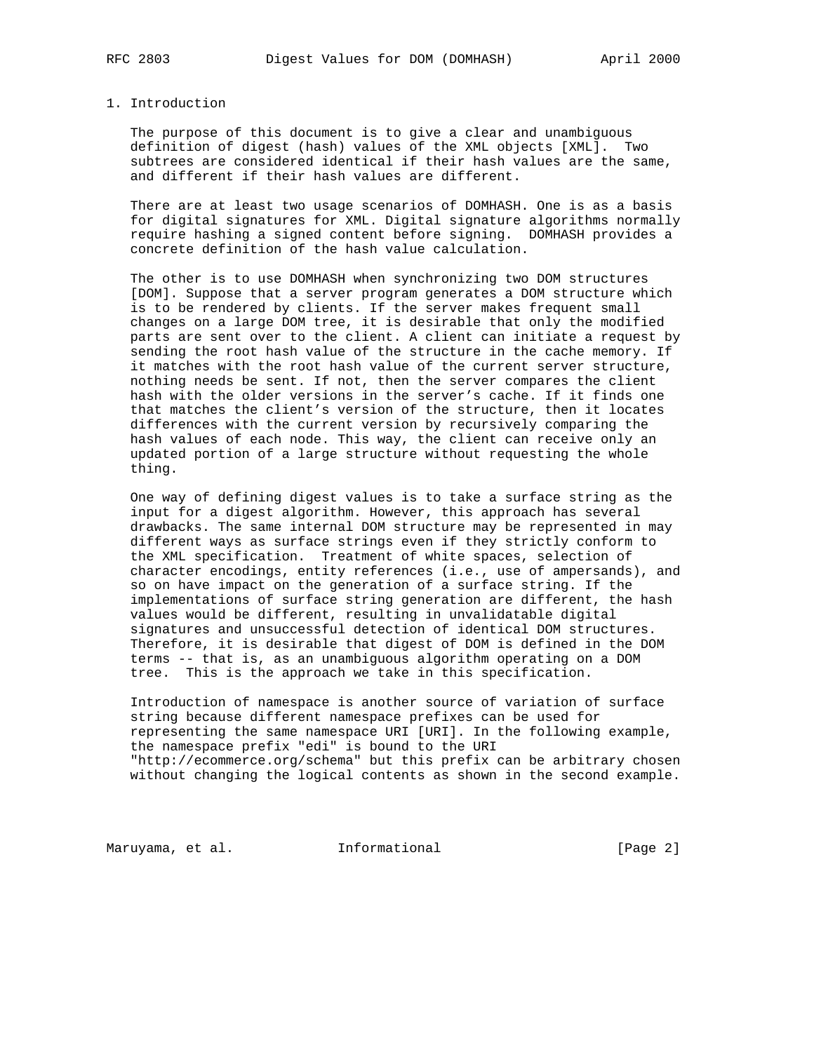# 1. Introduction

The purpose of this document is to give a clear and unambiguous definition of digest (hash) values of the XML objects [XML]. Two subtrees are considered identical if their hash values are the same, and different if their hash values are different.

There are at least two usage scenarios of DOMHASH. One is as a basis for digital signatures for XML. Digital signature algorithms normally require hashing a signed content before signing. DOMHASH provides a concrete definition of the hash value calculation.

The other is to use DOMHASH when synchronizing two DOM structures [DOM]. Suppose that a server program generates a DOM structure which is to be rendered by clients. If the server makes frequent small changes on a large DOM tree, it is desirable that only the modified parts are sent over to the client. A client can initiate a request by sending the root hash value of the structure in the cache memory. If it matches with the root hash value of the current server structure, nothing needs be sent. If not, then the server compares the client hash with the older versions in the server's cache. If it finds one that matches the client's version of the structure, then it locates differences with the current version by recursively comparing the hash values of each node. This way, the client can receive only an updated portion of a large structure without requesting the whole thing.

One way of defining digest values is to take a surface string as the input for a digest algorithm. However, this approach has several drawbacks. The same internal DOM structure may be represented in may different ways as surface strings even if they strictly conform to the XML specification. Treatment of white spaces, selection of character encodings, entity references (i.e., use of ampersands), and so on have impact on the generation of a surface string. If the implementations of surface string generation are different, the hash values would be different, resulting in unvalidatable digital signatures and unsuccessful detection of identical DOM structures. Therefore, it is desirable that digest of DOM is defined in the DOM terms -- that is, as an unambiguous algorithm operating on a DOM tree. This is the approach we take in this specification.

Introduction of namespace is another source of variation of surface string because different namespace prefixes can be used for representing the same namespace URI [URI]. In the following example, the namespace prefix "edi" is bound to the URI "http://ecommerce.org/schema" but this prefix can be arbitrary chosen without changing the logical contents as shown in the second example.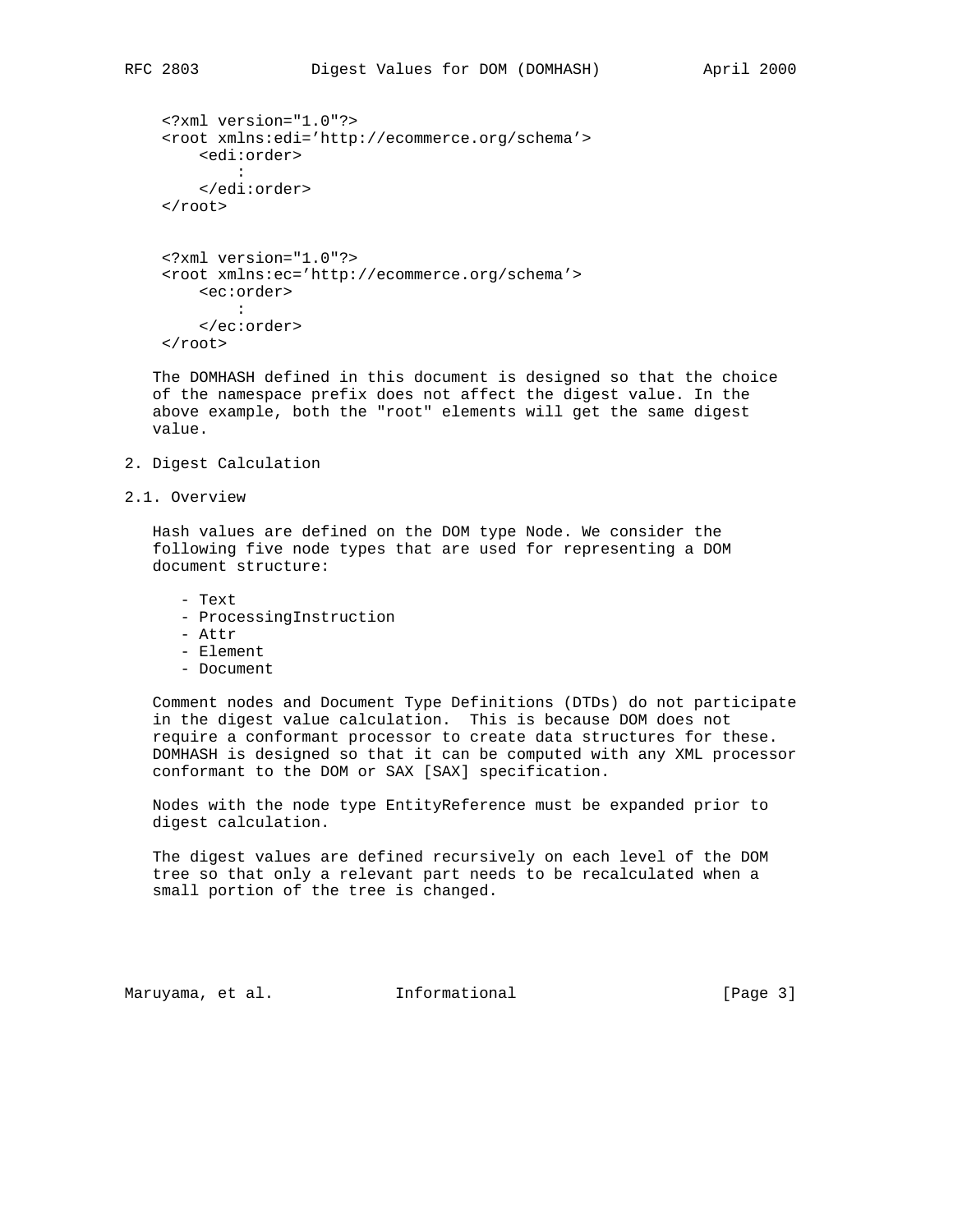```
<?xml version="1.0"?>
<root xmlns:edi='http://ecommerce.org/schema'>
    <edi:order>
        :
    </edi:order>
</root>
```

```
<?xml version="1.0"?>
<root xmlns:ec='http://ecommerce.org/schema'>
    <ec:order>
        :
    </ec:order>
</root>
```

The DOMHASH defined in this document is designed so that the choice of the namespace prefix does not affect the digest value. In the above example, both the "root" elements will get the same digest value.

## 2. Digest Calculation

### 2.1. Overview

Hash values are defined on the DOM type Node. We consider the following five node types that are used for representing a DOM document structure:

- Text
- ProcessingInstruction
- Attr
- Element
- Document

Comment nodes and Document Type Definitions (DTDs) do not participate in the digest value calculation. This is because DOM does not require a conformant processor to create data structures for these. DOMHASH is designed so that it can be computed with any XML processor conformant to the DOM or SAX [SAX] specification.

Nodes with the node type EntityReference must be expanded prior to digest calculation.

The digest values are defined recursively on each level of the DOM tree so that only a relevant part needs to be recalculated when a small portion of the tree is changed.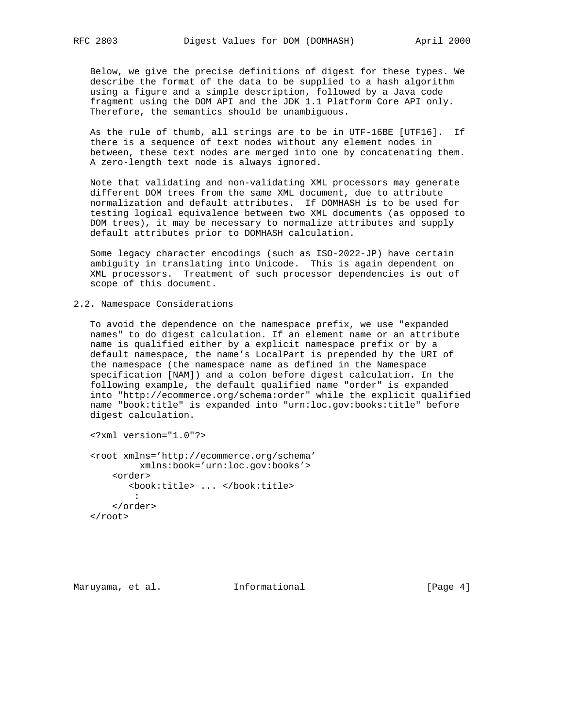Below, we give the precise definitions of digest for these types. We describe the format of the data to be supplied to a hash algorithm using a figure and a simple description, followed by a Java code fragment using the DOM API and the JDK 1.1 Platform Core API only. Therefore, the semantics should be unambiguous.

As the rule of thumb, all strings are to be in UTF-16BE [UTF16]. If there is a sequence of text nodes without any element nodes in between, these text nodes are merged into one by concatenating them. A zero-length text node is always ignored.

Note that validating and non-validating XML processors may generate different DOM trees from the same XML document, due to attribute normalization and default attributes. If DOMHASH is to be used for testing logical equivalence between two XML documents (as opposed to DOM trees), it may be necessary to normalize attributes and supply default attributes prior to DOMHASH calculation.

Some legacy character encodings (such as ISO-2022-JP) have certain ambiguity in translating into Unicode. This is again dependent on XML processors. Treatment of such processor dependencies is out of scope of this document.

## 2.2. Namespace Considerations

To avoid the dependence on the namespace prefix, we use "expanded names" to do digest calculation. If an element name or an attribute name is qualified either by a explicit namespace prefix or by a default namespace, the name's LocalPart is prepended by the URI of the namespace (the namespace name as defined in the Namespace specification [NAM]) and a colon before digest calculation. In the following example, the default qualified name "order" is expanded into "http://ecommerce.org/schema:order" while the explicit qualified name "book:title" is expanded into "urn:loc.gov:books:title" before digest calculation.

```
<?xml version="1.0"?>

<root xmlns='http://ecommerce.org/schema'
         xmlns:book='urn:loc.gov:books'>
    <order>
       <book:title> ... </book:title>
         :
    </order>
</root>
```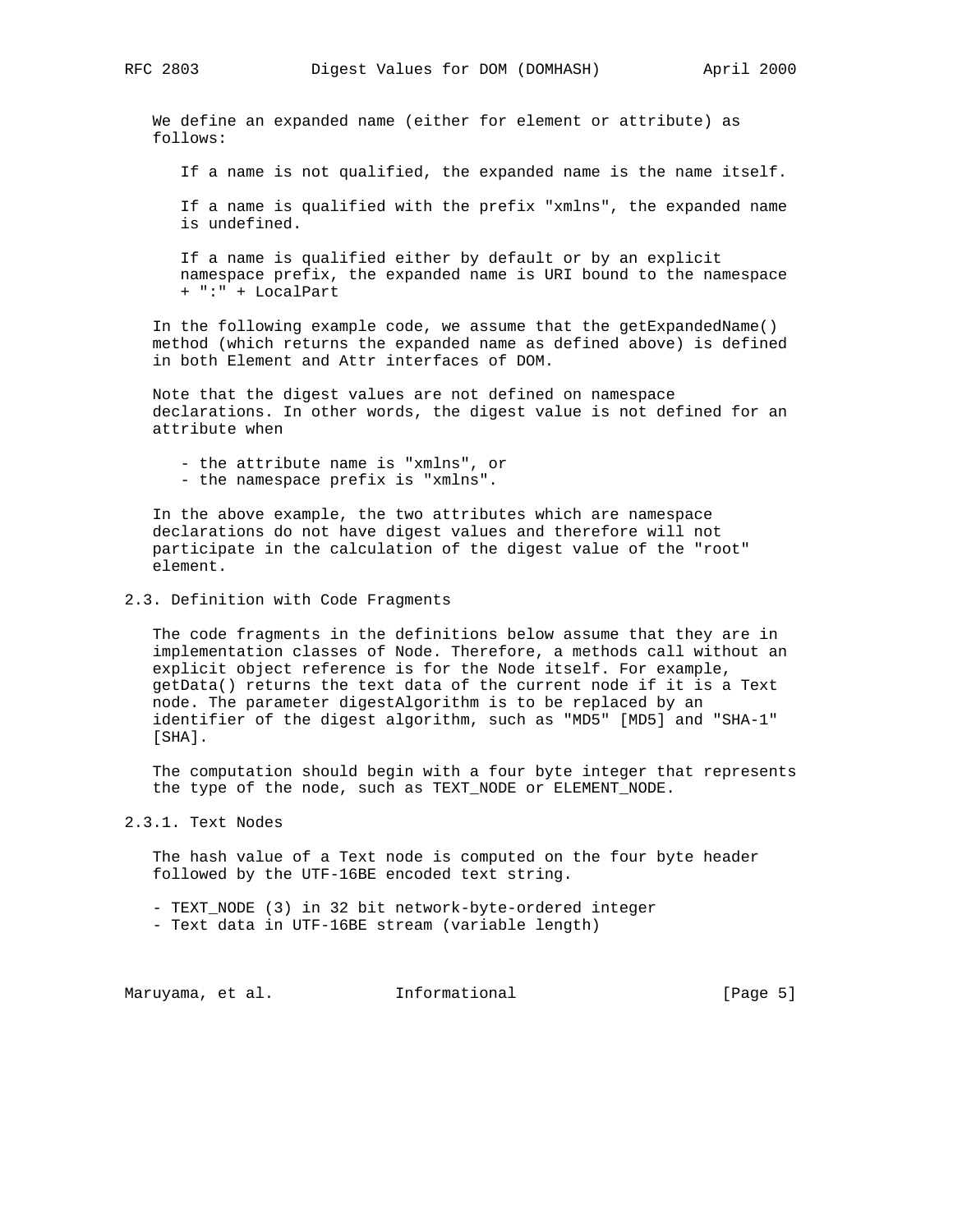We define an expanded name (either for element or attribute) as follows:

If a name is not qualified, the expanded name is the name itself.

If a name is qualified with the prefix "xmlns", the expanded name is undefined.

If a name is qualified either by default or by an explicit namespace prefix, the expanded name is URI bound to the namespace + ":" + LocalPart

In the following example code, we assume that the getExpandedName() method (which returns the expanded name as defined above) is defined in both Element and Attr interfaces of DOM.

Note that the digest values are not defined on namespace declarations. In other words, the digest value is not defined for an attribute when

- the attribute name is "xmlns", or
- the namespace prefix is "xmlns".

In the above example, the two attributes which are namespace declarations do not have digest values and therefore will not participate in the calculation of the digest value of the "root" element.

## 2.3. Definition with Code Fragments

The code fragments in the definitions below assume that they are in implementation classes of Node. Therefore, a methods call without an explicit object reference is for the Node itself. For example, getData() returns the text data of the current node if it is a Text node. The parameter digestAlgorithm is to be replaced by an identifier of the digest algorithm, such as "MD5" [MD5] and "SHA-1" [SHA].

The computation should begin with a four byte integer that represents the type of the node, such as TEXT_NODE or ELEMENT_NODE.

### 2.3.1. Text Nodes

The hash value of a Text node is computed on the four byte header followed by the UTF-16BE encoded text string.

- TEXT_NODE (3) in 32 bit network-byte-ordered integer
- Text data in UTF-16BE stream (variable length)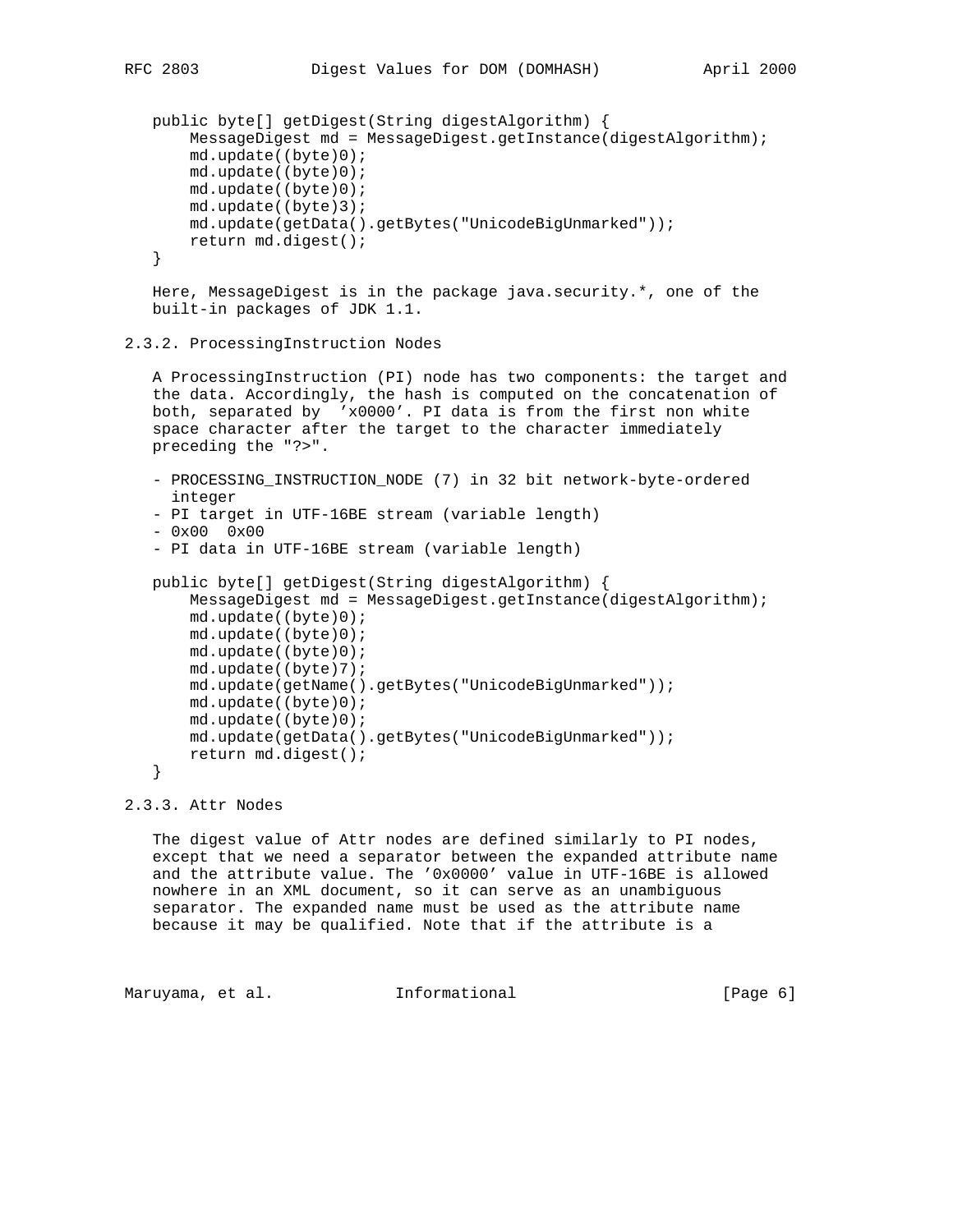```
public byte[] getDigest(String digestAlgorithm) {
    MessageDigest md = MessageDigest.getInstance(digestAlgorithm);
    md.update((byte)0);
    md.update((byte)0);
    md.update((byte)0);
    md.update((byte)3);
    md.update(getData().getBytes("UnicodeBigUnmarked"));
    return md.digest();
}
```

Here, MessageDigest is in the package java.security.*, one of the built-in packages of JDK 1.1.

### 2.3.2. ProcessingInstruction Nodes

A ProcessingInstruction (PI) node has two components: the target and the data. Accordingly, the hash is computed on the concatenation of both, separated by 'x0000'. PI data is from the first non white space character after the target to the character immediately preceding the "?>".

- PROCESSING_INSTRUCTION_NODE (7) in 32 bit network-byte-ordered integer
- PI target in UTF-16BE stream (variable length)
- 0x00 0x00
- PI data in UTF-16BE stream (variable length)

```
public byte[] getDigest(String digestAlgorithm) {
    MessageDigest md = MessageDigest.getInstance(digestAlgorithm);
    md.update((byte)0);
    md.update((byte)0);
    md.update((byte)0);
    md.update((byte)7);
    md.update(getName().getBytes("UnicodeBigUnmarked"));
    md.update((byte)0);
    md.update((byte)0);
    md.update(getData().getBytes("UnicodeBigUnmarked"));
    return md.digest();
}
```

### 2.3.3. Attr Nodes

The digest value of Attr nodes are defined similarly to PI nodes, except that we need a separator between the expanded attribute name and the attribute value. The '0x0000' value in UTF-16BE is allowed nowhere in an XML document, so it can serve as an unambiguous separator. The expanded name must be used as the attribute name because it may be qualified. Note that if the attribute is a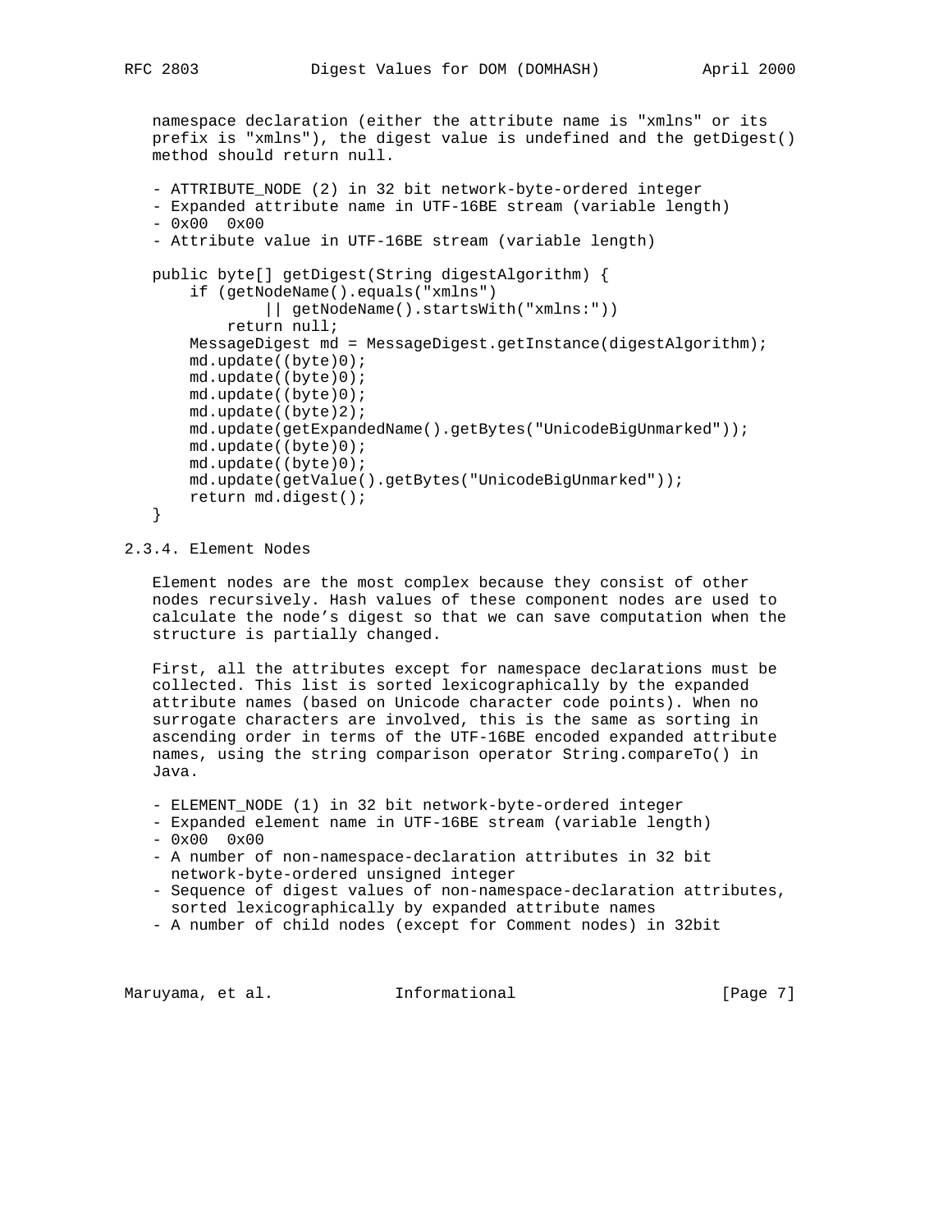namespace declaration (either the attribute name is "xmlns" or its prefix is "xmlns"), the digest value is undefined and the getDigest() method should return null.

- ATTRIBUTE_NODE (2) in 32 bit network-byte-ordered integer
- Expanded attribute name in UTF-16BE stream (variable length)
- 0x00 0x00
- Attribute value in UTF-16BE stream (variable length)

```
public byte[] getDigest(String digestAlgorithm) {
    if (getNodeName().equals("xmlns")
            || getNodeName().startsWith("xmlns:"))
        return null;
    MessageDigest md = MessageDigest.getInstance(digestAlgorithm);
    md.update((byte)0);
    md.update((byte)0);
    md.update((byte)0);
    md.update((byte)2);
    md.update(getExpandedName().getBytes("UnicodeBigUnmarked"));
    md.update((byte)0);
    md.update((byte)0);
    md.update(getValue().getBytes("UnicodeBigUnmarked"));
    return md.digest();
}
```

### 2.3.4. Element Nodes

Element nodes are the most complex because they consist of other nodes recursively. Hash values of these component nodes are used to calculate the node's digest so that we can save computation when the structure is partially changed.

First, all the attributes except for namespace declarations must be collected. This list is sorted lexicographically by the expanded attribute names (based on Unicode character code points). When no surrogate characters are involved, this is the same as sorting in ascending order in terms of the UTF-16BE encoded expanded attribute names, using the string comparison operator String.compareTo() in Java.

- ELEMENT_NODE (1) in 32 bit network-byte-ordered integer
- Expanded element name in UTF-16BE stream (variable length)
- 0x00 0x00
- A number of non-namespace-declaration attributes in 32 bit network-byte-ordered unsigned integer
- Sequence of digest values of non-namespace-declaration attributes, sorted lexicographically by expanded attribute names
- A number of child nodes (except for Comment nodes) in 32bit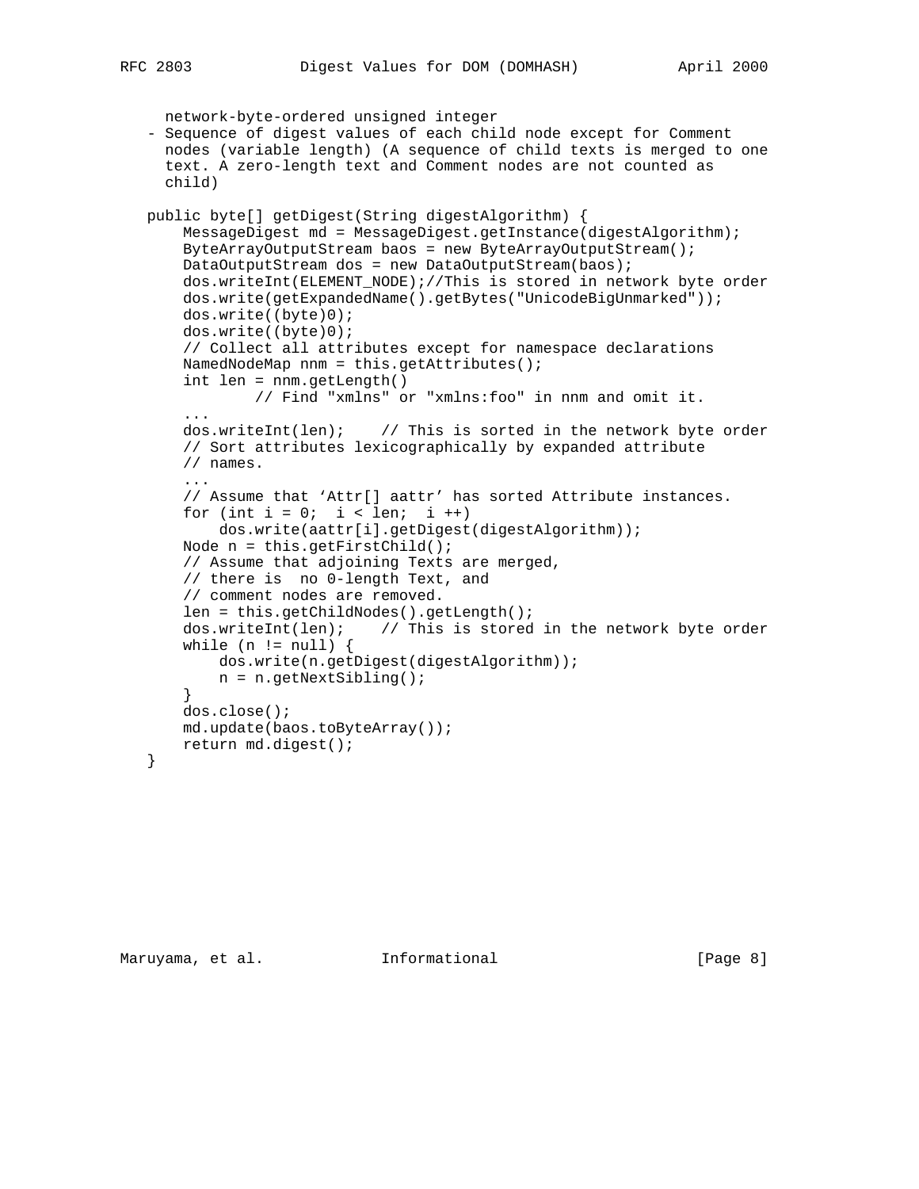network-byte-ordered unsigned integer

- Sequence of digest values of each child node except for Comment nodes (variable length) (A sequence of child texts is merged to one text. A zero-length text and Comment nodes are not counted as child)

```
public byte[] getDigest(String digestAlgorithm) {
    MessageDigest md = MessageDigest.getInstance(digestAlgorithm);
    ByteArrayOutputStream baos = new ByteArrayOutputStream();
    DataOutputStream dos = new DataOutputStream(baos);
    dos.writeInt(ELEMENT_NODE);//This is stored in network byte order
    dos.write(getExpandedName().getBytes("UnicodeBigUnmarked"));
    dos.write((byte)0);
    dos.write((byte)0);
    // Collect all attributes except for namespace declarations
    NamedNodeMap nnm = this.getAttributes();
    int len = nnm.getLength()
            // Find "xmlns" or "xmlns:foo" in nnm and omit it.
    ...
    dos.writeInt(len);    // This is sorted in the network byte order
    // Sort attributes lexicographically by expanded attribute
    // names.
    ...
    // Assume that 'Attr[] aattr' has sorted Attribute instances.
    for (int i = 0;  i < len;  i ++)
        dos.write(aattr[i].getDigest(digestAlgorithm));
    Node n = this.getFirstChild();
    // Assume that adjoining Texts are merged,
    // there is  no 0-length Text, and
    // comment nodes are removed.
    len = this.getChildNodes().getLength();
    dos.writeInt(len);    // This is stored in the network byte order
    while (n != null) {
        dos.write(n.getDigest(digestAlgorithm));
        n = n.getNextSibling();
    }
    dos.close();
    md.update(baos.toByteArray());
    return md.digest();
}
```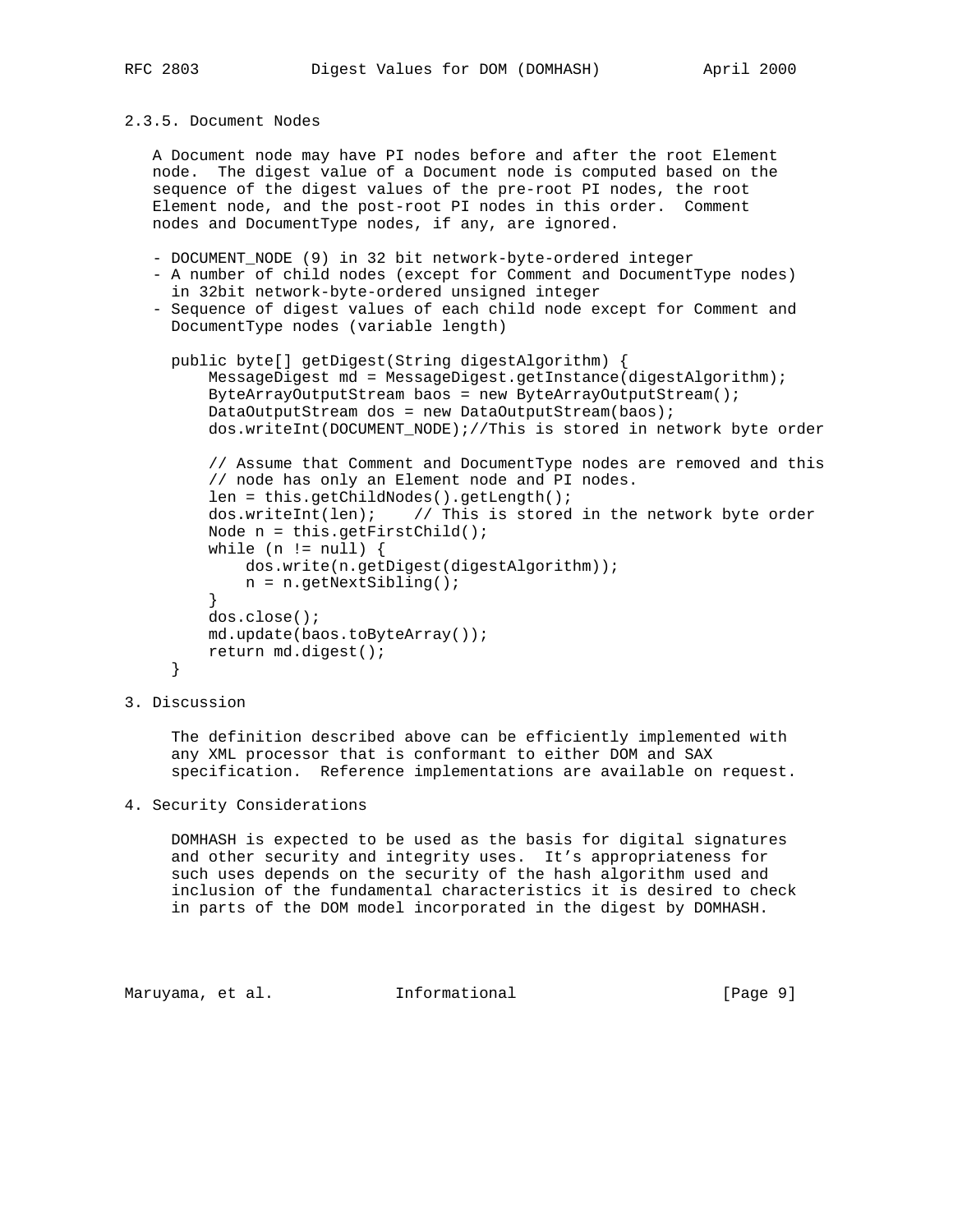### 2.3.5. Document Nodes

A Document node may have PI nodes before and after the root Element node. The digest value of a Document node is computed based on the sequence of the digest values of the pre-root PI nodes, the root Element node, and the post-root PI nodes in this order. Comment nodes and DocumentType nodes, if any, are ignored.

- DOCUMENT_NODE (9) in 32 bit network-byte-ordered integer
- A number of child nodes (except for Comment and DocumentType nodes) in 32bit network-byte-ordered unsigned integer
- Sequence of digest values of each child node except for Comment and DocumentType nodes (variable length)

```
public byte[] getDigest(String digestAlgorithm) {
    MessageDigest md = MessageDigest.getInstance(digestAlgorithm);
    ByteArrayOutputStream baos = new ByteArrayOutputStream();
    DataOutputStream dos = new DataOutputStream(baos);
    dos.writeInt(DOCUMENT_NODE);//This is stored in network byte order

    // Assume that Comment and DocumentType nodes are removed and this
    // node has only an Element node and PI nodes.
    len = this.getChildNodes().getLength();
    dos.writeInt(len);    // This is stored in the network byte order
    Node n = this.getFirstChild();
    while (n != null) {
        dos.write(n.getDigest(digestAlgorithm));
        n = n.getNextSibling();
    }
    dos.close();
    md.update(baos.toByteArray());
    return md.digest();
}
```

## 3. Discussion

The definition described above can be efficiently implemented with any XML processor that is conformant to either DOM and SAX specification. Reference implementations are available on request.

## 4. Security Considerations

DOMHASH is expected to be used as the basis for digital signatures and other security and integrity uses. It's appropriateness for such uses depends on the security of the hash algorithm used and inclusion of the fundamental characteristics it is desired to check in parts of the DOM model incorporated in the digest by DOMHASH.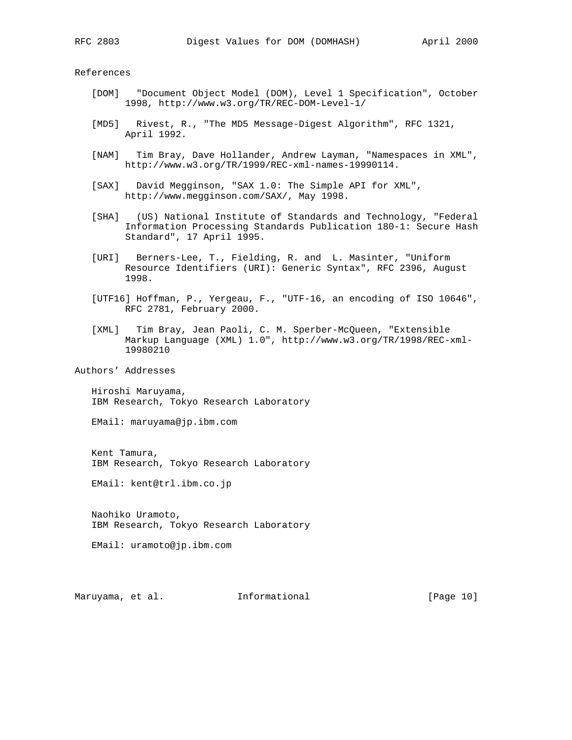## References

[DOM] "Document Object Model (DOM), Level 1 Specification", October 1998, http://www.w3.org/TR/REC-DOM-Level-1/

[MD5] Rivest, R., "The MD5 Message-Digest Algorithm", RFC 1321, April 1992.

[NAM] Tim Bray, Dave Hollander, Andrew Layman, "Namespaces in XML", http://www.w3.org/TR/1999/REC-xml-names-19990114.

[SAX] David Megginson, "SAX 1.0: The Simple API for XML", http://www.megginson.com/SAX/, May 1998.

[SHA] (US) National Institute of Standards and Technology, "Federal Information Processing Standards Publication 180-1: Secure Hash Standard", 17 April 1995.

[URI] Berners-Lee, T., Fielding, R. and L. Masinter, "Uniform Resource Identifiers (URI): Generic Syntax", RFC 2396, August 1998.

[UTF16] Hoffman, P., Yergeau, F., "UTF-16, an encoding of ISO 10646", RFC 2781, February 2000.

[XML] Tim Bray, Jean Paoli, C. M. Sperber-McQueen, "Extensible Markup Language (XML) 1.0", http://www.w3.org/TR/1998/REC-xml-19980210

## Authors' Addresses

Hiroshi Maruyama,
IBM Research, Tokyo Research Laboratory

EMail: maruyama@jp.ibm.com

Kent Tamura,
IBM Research, Tokyo Research Laboratory

EMail: kent@trl.ibm.co.jp

Naohiko Uramoto,
IBM Research, Tokyo Research Laboratory

EMail: uramoto@jp.ibm.com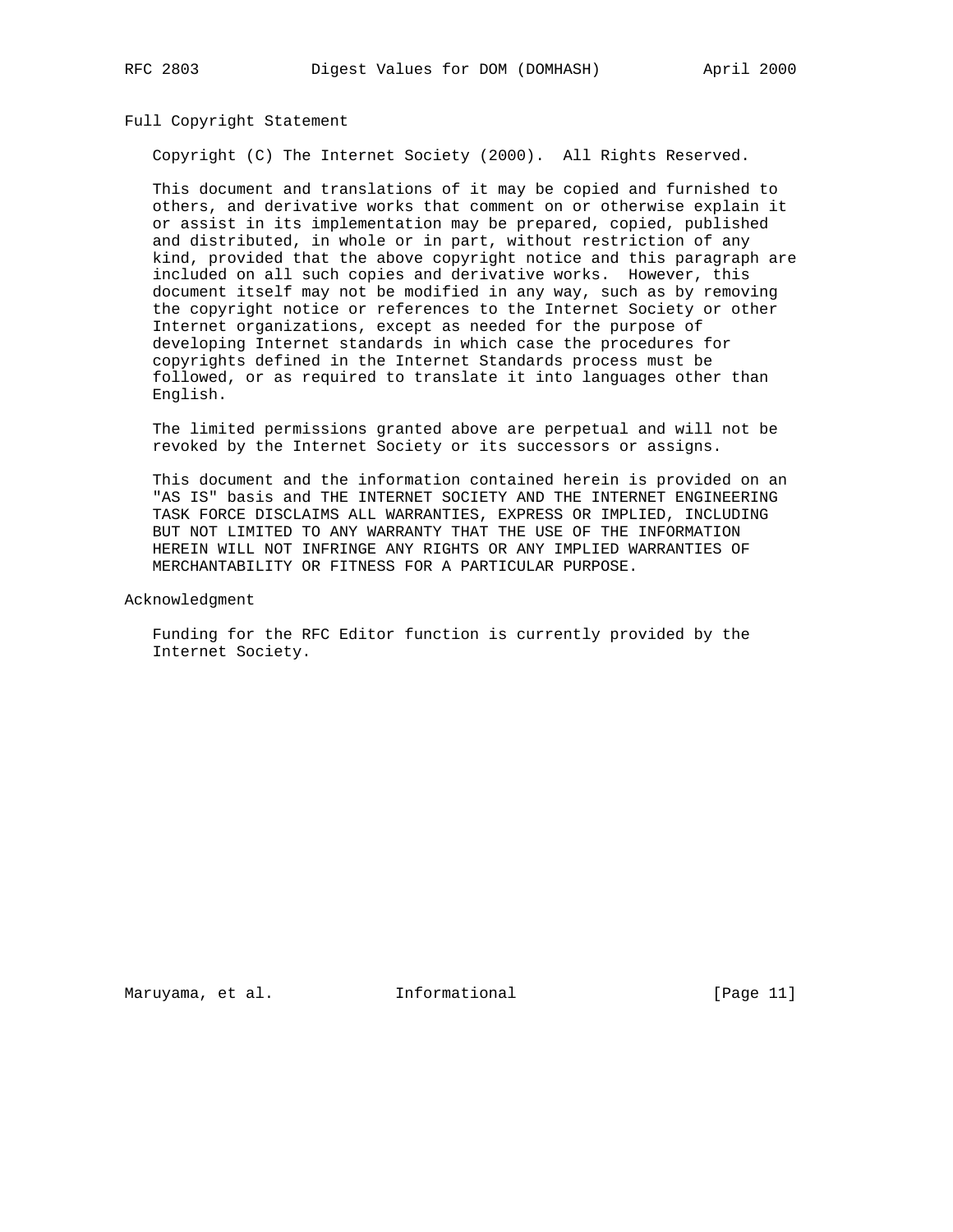## Full Copyright Statement

Copyright (C) The Internet Society (2000). All Rights Reserved.

This document and translations of it may be copied and furnished to others, and derivative works that comment on or otherwise explain it or assist in its implementation may be prepared, copied, published and distributed, in whole or in part, without restriction of any kind, provided that the above copyright notice and this paragraph are included on all such copies and derivative works. However, this document itself may not be modified in any way, such as by removing the copyright notice or references to the Internet Society or other Internet organizations, except as needed for the purpose of developing Internet standards in which case the procedures for copyrights defined in the Internet Standards process must be followed, or as required to translate it into languages other than English.

The limited permissions granted above are perpetual and will not be revoked by the Internet Society or its successors or assigns.

This document and the information contained herein is provided on an "AS IS" basis and THE INTERNET SOCIETY AND THE INTERNET ENGINEERING TASK FORCE DISCLAIMS ALL WARRANTIES, EXPRESS OR IMPLIED, INCLUDING BUT NOT LIMITED TO ANY WARRANTY THAT THE USE OF THE INFORMATION HEREIN WILL NOT INFRINGE ANY RIGHTS OR ANY IMPLIED WARRANTIES OF MERCHANTABILITY OR FITNESS FOR A PARTICULAR PURPOSE.

## Acknowledgment

Funding for the RFC Editor function is currently provided by the Internet Society.